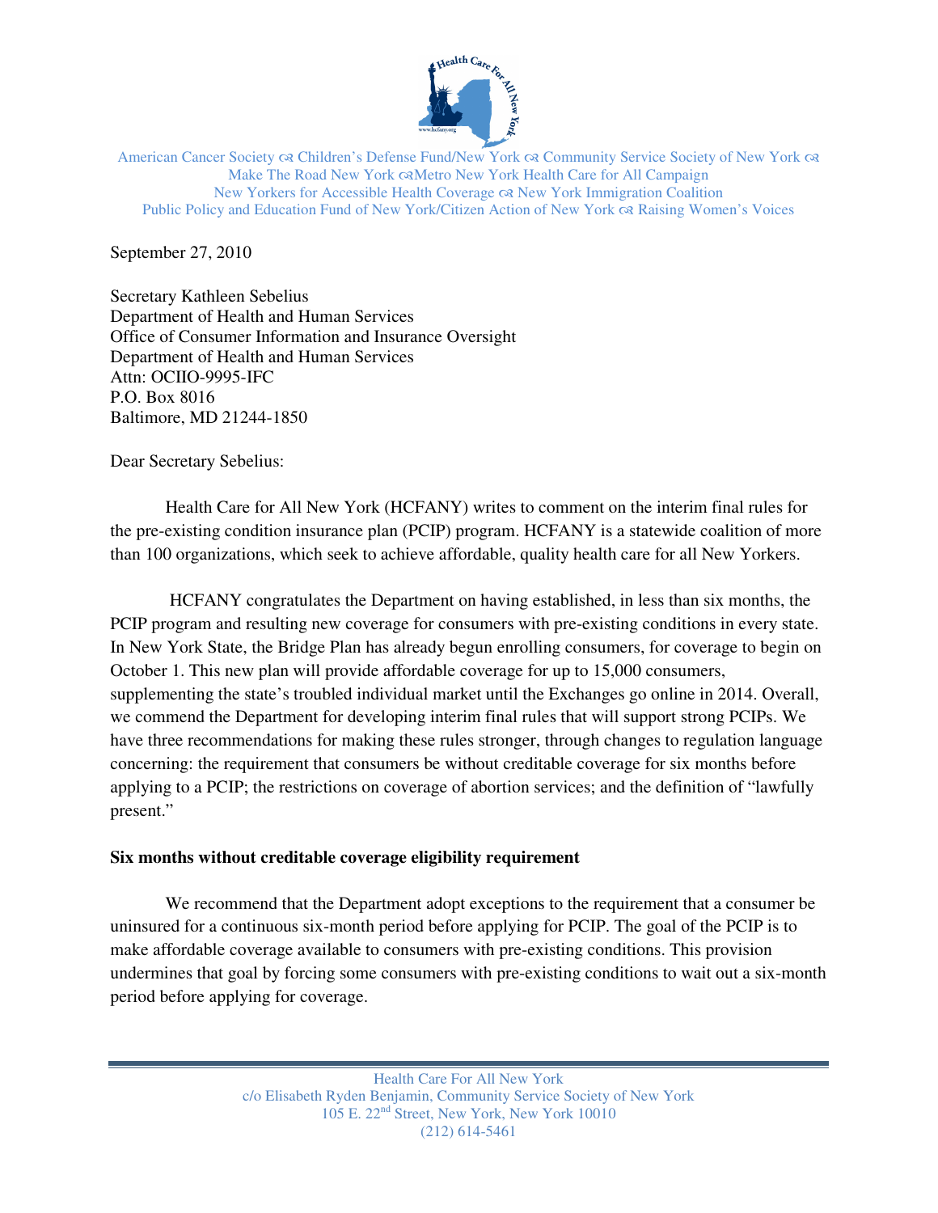American Cancer Society ☙ Children's Defense Fund/New York ☙ Community Service Society of New York ☙ Make The Road New York ☙Metro New York Health Care for All Campaign
New Yorkers for Accessible Health Coverage ☙ New York Immigration Coalition
Public Policy and Education Fund of New York/Citizen Action of New York ☙ Raising Women's Voices

September 27, 2010

Secretary Kathleen Sebelius
Department of Health and Human Services
Office of Consumer Information and Insurance Oversight
Department of Health and Human Services
Attn: OCIIO-9995-IFC
P.O. Box 8016
Baltimore, MD 21244-1850

Dear Secretary Sebelius:

Health Care for All New York (HCFANY) writes to comment on the interim final rules for the pre-existing condition insurance plan (PCIP) program. HCFANY is a statewide coalition of more than 100 organizations, which seek to achieve affordable, quality health care for all New Yorkers.

HCFANY congratulates the Department on having established, in less than six months, the PCIP program and resulting new coverage for consumers with pre-existing conditions in every state. In New York State, the Bridge Plan has already begun enrolling consumers, for coverage to begin on October 1. This new plan will provide affordable coverage for up to 15,000 consumers, supplementing the state's troubled individual market until the Exchanges go online in 2014. Overall, we commend the Department for developing interim final rules that will support strong PCIPs. We have three recommendations for making these rules stronger, through changes to regulation language concerning: the requirement that consumers be without creditable coverage for six months before applying to a PCIP; the restrictions on coverage of abortion services; and the definition of "lawfully present."

**Six months without creditable coverage eligibility requirement**

We recommend that the Department adopt exceptions to the requirement that a consumer be uninsured for a continuous six-month period before applying for PCIP. The goal of the PCIP is to make affordable coverage available to consumers with pre-existing conditions. This provision undermines that goal by forcing some consumers with pre-existing conditions to wait out a six-month period before applying for coverage.

Health Care For All New York
c/o Elisabeth Ryden Benjamin, Community Service Society of New York
105 E. 22nd Street, New York, New York 10010
(212) 614-5461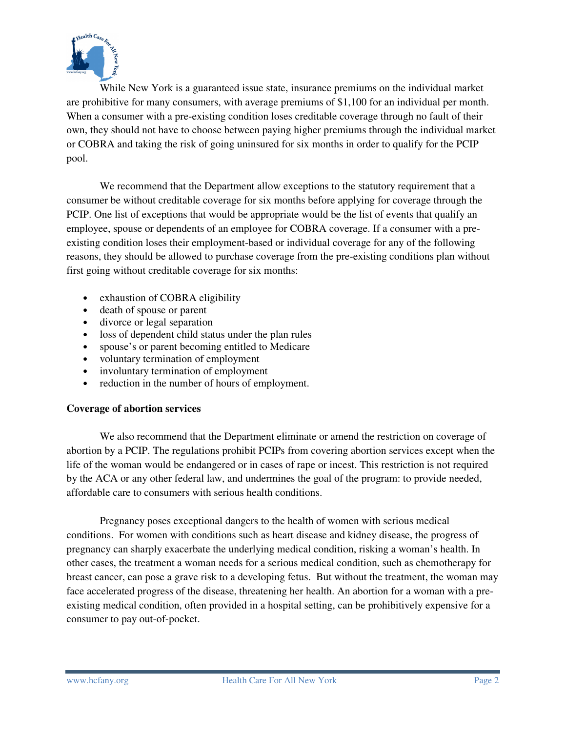While New York is a guaranteed issue state, insurance premiums on the individual market are prohibitive for many consumers, with average premiums of $1,100 for an individual per month. When a consumer with a pre-existing condition loses creditable coverage through no fault of their own, they should not have to choose between paying higher premiums through the individual market or COBRA and taking the risk of going uninsured for six months in order to qualify for the PCIP pool.

We recommend that the Department allow exceptions to the statutory requirement that a consumer be without creditable coverage for six months before applying for coverage through the PCIP. One list of exceptions that would be appropriate would be the list of events that qualify an employee, spouse or dependents of an employee for COBRA coverage. If a consumer with a pre-existing condition loses their employment-based or individual coverage for any of the following reasons, they should be allowed to purchase coverage from the pre-existing conditions plan without first going without creditable coverage for six months:

- exhaustion of COBRA eligibility
- death of spouse or parent
- divorce or legal separation
- loss of dependent child status under the plan rules
- spouse's or parent becoming entitled to Medicare
- voluntary termination of employment
- involuntary termination of employment
- reduction in the number of hours of employment.

**Coverage of abortion services**

We also recommend that the Department eliminate or amend the restriction on coverage of abortion by a PCIP. The regulations prohibit PCIPs from covering abortion services except when the life of the woman would be endangered or in cases of rape or incest. This restriction is not required by the ACA or any other federal law, and undermines the goal of the program: to provide needed, affordable care to consumers with serious health conditions.

Pregnancy poses exceptional dangers to the health of women with serious medical conditions. For women with conditions such as heart disease and kidney disease, the progress of pregnancy can sharply exacerbate the underlying medical condition, risking a woman's health. In other cases, the treatment a woman needs for a serious medical condition, such as chemotherapy for breast cancer, can pose a grave risk to a developing fetus. But without the treatment, the woman may face accelerated progress of the disease, threatening her health. An abortion for a woman with a pre-existing medical condition, often provided in a hospital setting, can be prohibitively expensive for a consumer to pay out-of-pocket.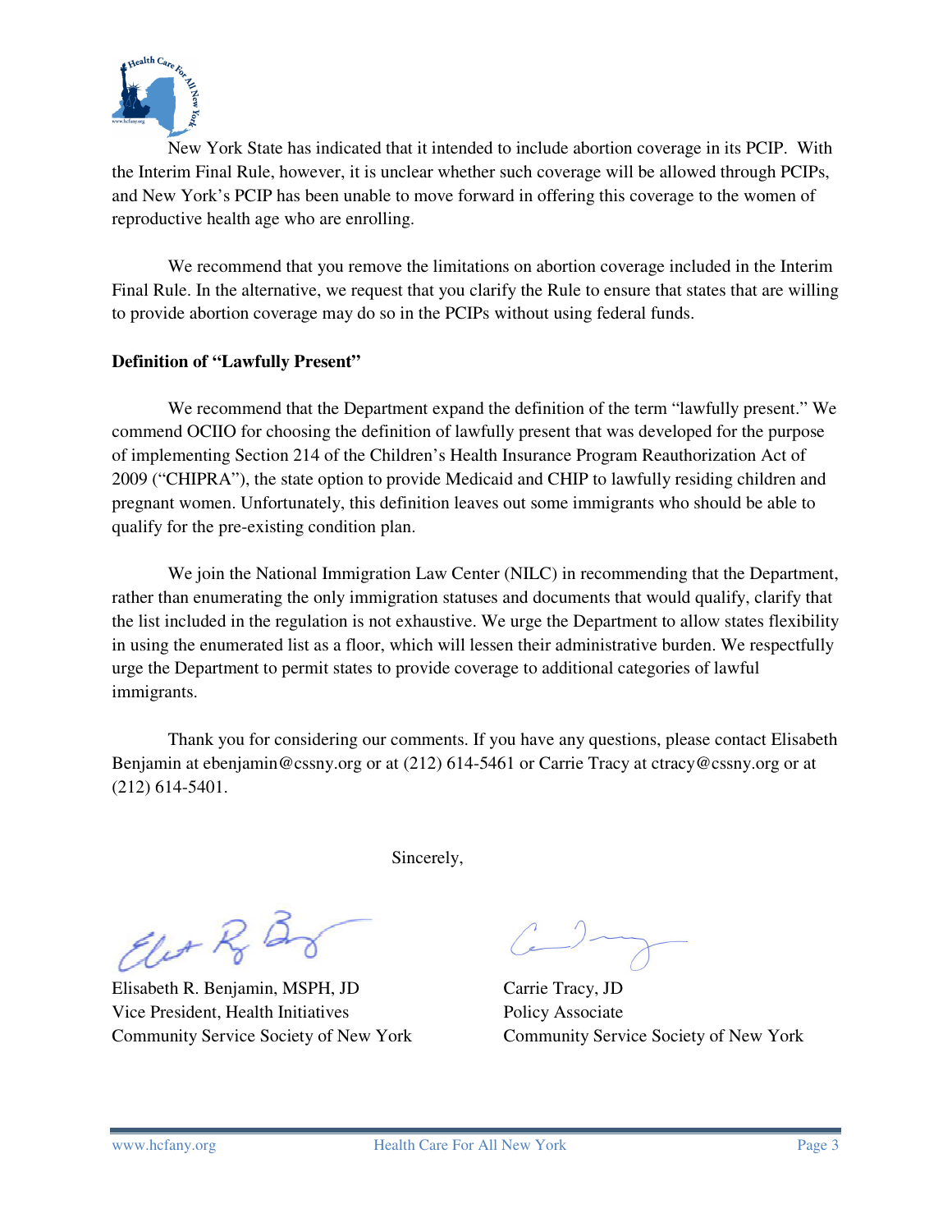New York State has indicated that it intended to include abortion coverage in its PCIP. With the Interim Final Rule, however, it is unclear whether such coverage will be allowed through PCIPs, and New York's PCIP has been unable to move forward in offering this coverage to the women of reproductive health age who are enrolling.

We recommend that you remove the limitations on abortion coverage included in the Interim Final Rule. In the alternative, we request that you clarify the Rule to ensure that states that are willing to provide abortion coverage may do so in the PCIPs without using federal funds.

**Definition of "Lawfully Present"**

We recommend that the Department expand the definition of the term "lawfully present." We commend OCIIO for choosing the definition of lawfully present that was developed for the purpose of implementing Section 214 of the Children's Health Insurance Program Reauthorization Act of 2009 ("CHIPRA"), the state option to provide Medicaid and CHIP to lawfully residing children and pregnant women. Unfortunately, this definition leaves out some immigrants who should be able to qualify for the pre-existing condition plan.

We join the National Immigration Law Center (NILC) in recommending that the Department, rather than enumerating the only immigration statuses and documents that would qualify, clarify that the list included in the regulation is not exhaustive. We urge the Department to allow states flexibility in using the enumerated list as a floor, which will lessen their administrative burden. We respectfully urge the Department to permit states to provide coverage to additional categories of lawful immigrants.

Thank you for considering our comments. If you have any questions, please contact Elisabeth Benjamin at ebenjamin@cssny.org or at (212) 614-5461 or Carrie Tracy at ctracy@cssny.org or at (212) 614-5401.

Sincerely,

Elisabeth R. Benjamin, MSPH, JD
Vice President, Health Initiatives
Community Service Society of New York

Carrie Tracy, JD
Policy Associate
Community Service Society of New York